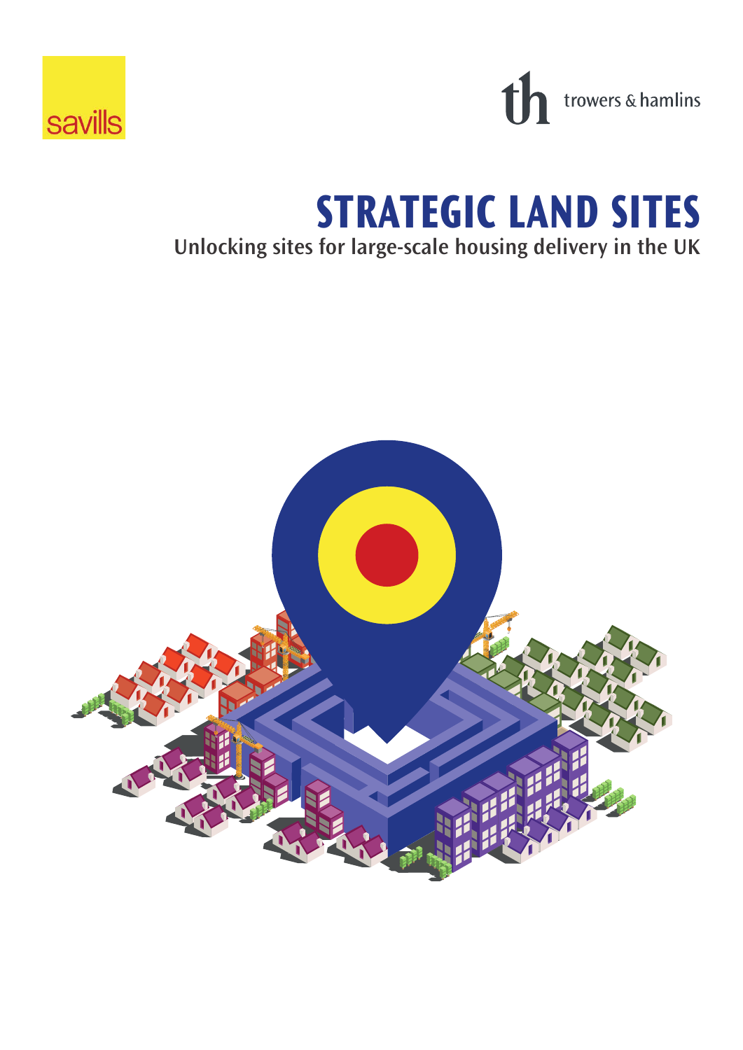savills

trowers & hamlins

# STRATEGIC LAND SITES

## Unlocking sites for large-scale housing delivery in the UK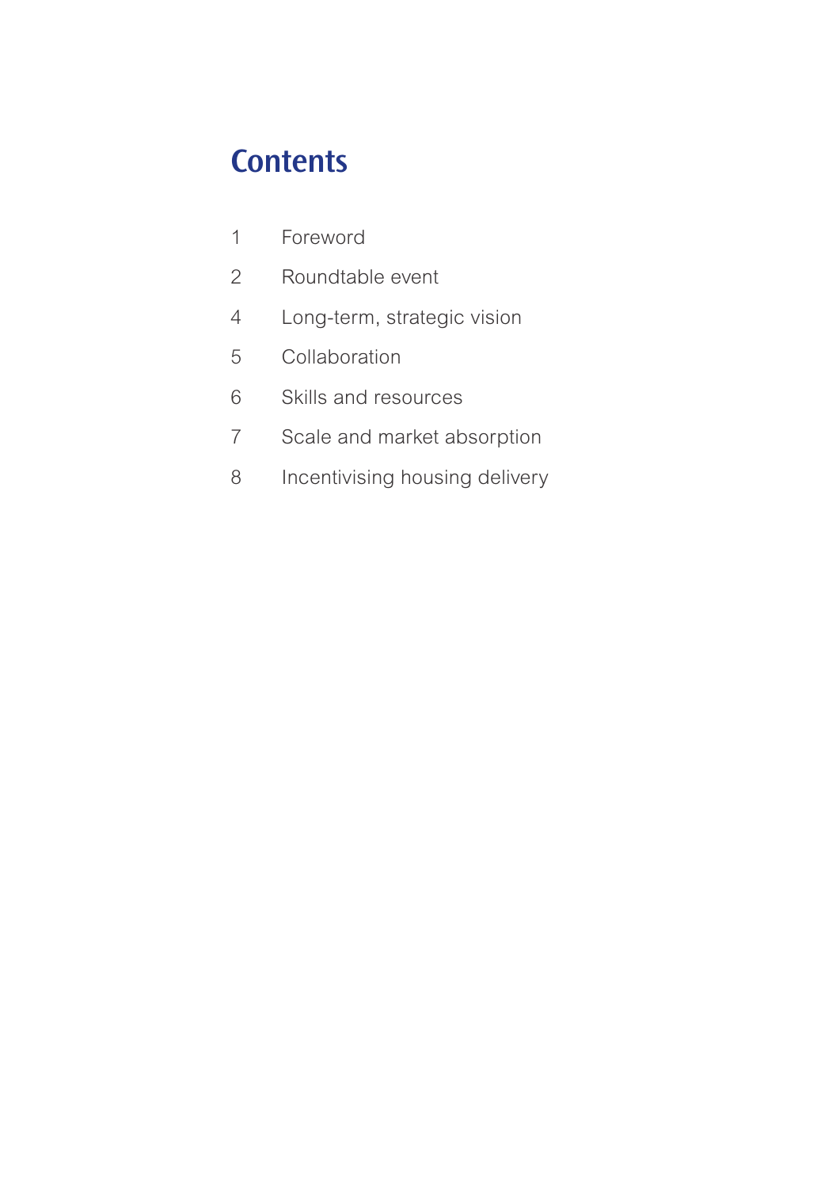# Contents

| | |
|---|---|
| 1 | Foreword |
| 2 | Roundtable event |
| 4 | Long-term, strategic vision |
| 5 | Collaboration |
| 6 | Skills and resources |
| 7 | Scale and market absorption |
| 8 | Incentivising housing delivery |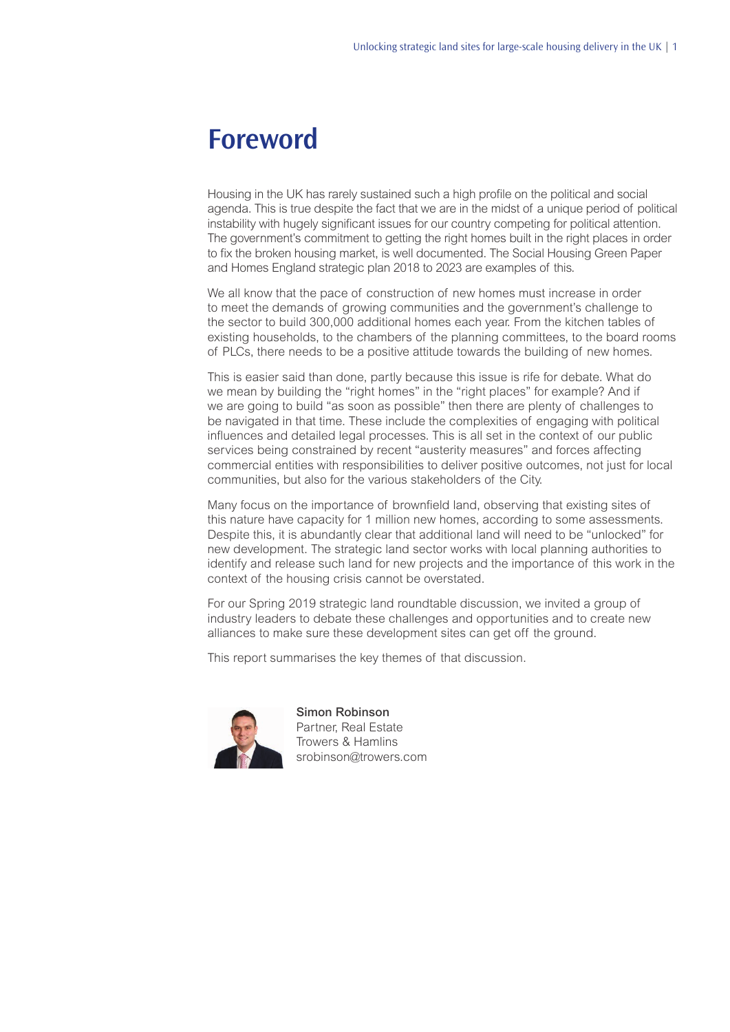# Foreword

Housing in the UK has rarely sustained such a high profile on the political and social agenda. This is true despite the fact that we are in the midst of a unique period of political instability with hugely significant issues for our country competing for political attention. The government's commitment to getting the right homes built in the right places in order to fix the broken housing market, is well documented. The Social Housing Green Paper and Homes England strategic plan 2018 to 2023 are examples of this.

We all know that the pace of construction of new homes must increase in order to meet the demands of growing communities and the government's challenge to the sector to build 300,000 additional homes each year. From the kitchen tables of existing households, to the chambers of the planning committees, to the board rooms of PLCs, there needs to be a positive attitude towards the building of new homes.

This is easier said than done, partly because this issue is rife for debate. What do we mean by building the "right homes" in the "right places" for example? And if we are going to build "as soon as possible" then there are plenty of challenges to be navigated in that time. These include the complexities of engaging with political influences and detailed legal processes. This is all set in the context of our public services being constrained by recent "austerity measures" and forces affecting commercial entities with responsibilities to deliver positive outcomes, not just for local communities, but also for the various stakeholders of the City.

Many focus on the importance of brownfield land, observing that existing sites of this nature have capacity for 1 million new homes, according to some assessments. Despite this, it is abundantly clear that additional land will need to be "unlocked" for new development. The strategic land sector works with local planning authorities to identify and release such land for new projects and the importance of this work in the context of the housing crisis cannot be overstated.

For our Spring 2019 strategic land roundtable discussion, we invited a group of industry leaders to debate these challenges and opportunities and to create new alliances to make sure these development sites can get off the ground.

This report summarises the key themes of that discussion.

**Simon Robinson**
Partner, Real Estate
Towers & Hamlins
srobinson@trowers.com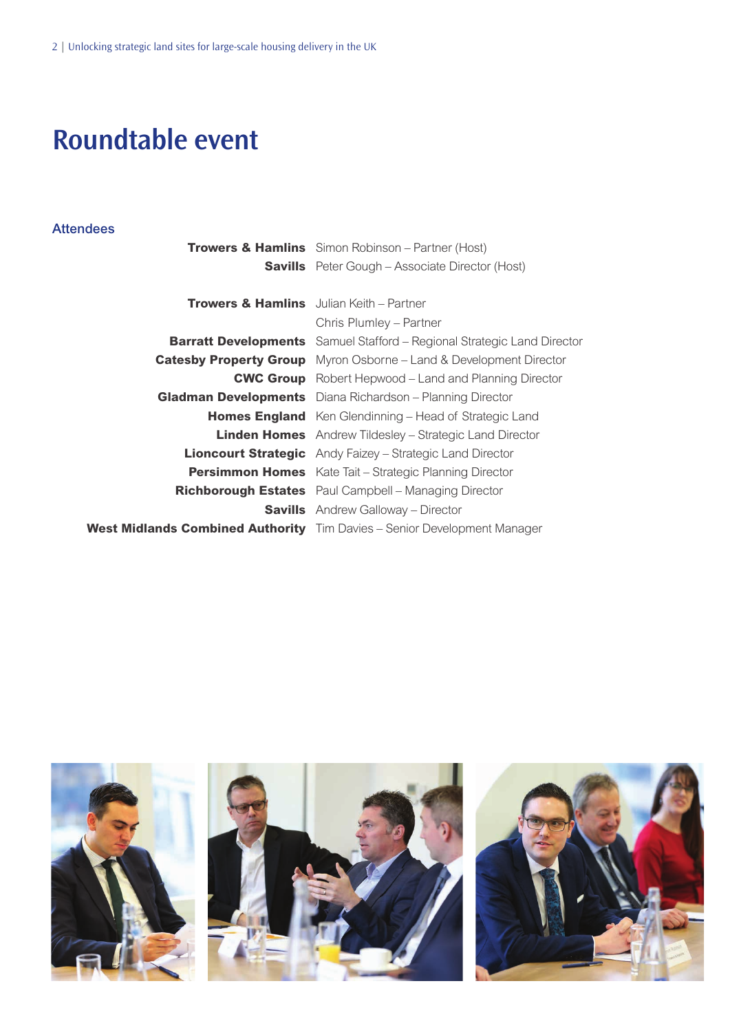# Roundtable event

## Attendees

| | |
|---|---|
| **Trowers & Hamlins** | Simon Robinson – Partner (Host) |
| **Savills** | Peter Gough – Associate Director (Host) |
| | |
| **Trowers & Hamlins** | Julian Keith – Partner |
| | Chris Plumley – Partner |
| **Barratt Developments** | Samuel Stafford – Regional Strategic Land Director |
| **Catesby Property Group** | Myron Osborne – Land & Development Director |
| **CWC Group** | Robert Hepwood – Land and Planning Director |
| **Gladman Developments** | Diana Richardson – Planning Director |
| **Homes England** | Ken Glendinning – Head of Strategic Land |
| **Linden Homes** | Andrew Tildesley – Strategic Land Director |
| **Lioncourt Strategic** | Andy Faizey – Strategic Land Director |
| **Persimmon Homes** | Kate Tait – Strategic Planning Director |
| **Richborough Estates** | Paul Campbell – Managing Director |
| **Savills** | Andrew Galloway – Director |
| **West Midlands Combined Authority** | Tim Davies – Senior Development Manager |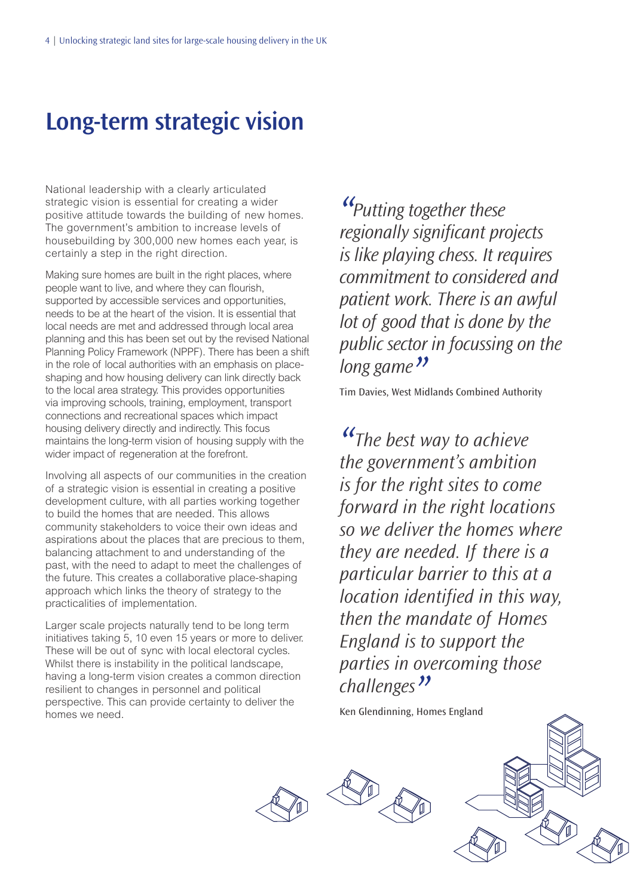# Long-term strategic vision

National leadership with a clearly articulated strategic vision is essential for creating a wider positive attitude towards the building of new homes. The government's ambition to increase levels of housebuilding by 300,000 new homes each year, is certainly a step in the right direction.

Making sure homes are built in the right places, where people want to live, and where they can flourish, supported by accessible services and opportunities, needs to be at the heart of the vision. It is essential that local needs are met and addressed through local area planning and this has been set out by the revised National Planning Policy Framework (NPPF). There has been a shift in the role of local authorities with an emphasis on place-shaping and how housing delivery can link directly back to the local area strategy. This provides opportunities via improving schools, training, employment, transport connections and recreational spaces which impact housing delivery directly and indirectly. This focus maintains the long-term vision of housing supply with the wider impact of regeneration at the forefront.

Involving all aspects of our communities in the creation of a strategic vision is essential in creating a positive development culture, with all parties working together to build the homes that are needed. This allows community stakeholders to voice their own ideas and aspirations about the places that are precious to them, balancing attachment to and understanding of the past, with the need to adapt to meet the challenges of the future. This creates a collaborative place-shaping approach which links the theory of strategy to the practicalities of implementation.

Larger scale projects naturally tend to be long term initiatives taking 5, 10 even 15 years or more to deliver. These will be out of sync with local electoral cycles. Whilst there is instability in the political landscape, having a long-term vision creates a common direction resilient to changes in personnel and political perspective. This can provide certainty to deliver the homes we need.

> *"Putting together these regionally significant projects is like playing chess. It requires commitment to considered and patient work. There is an awful lot of good that is done by the public sector in focussing on the long game"*
>
> Tim Davies, West Midlands Combined Authority

> *"The best way to achieve the government's ambition is for the right sites to come forward in the right locations so we deliver the homes where they are needed. If there is a particular barrier to this at a location identified in this way, then the mandate of Homes England is to support the parties in overcoming those challenges"*
>
> Ken Glendinning, Homes England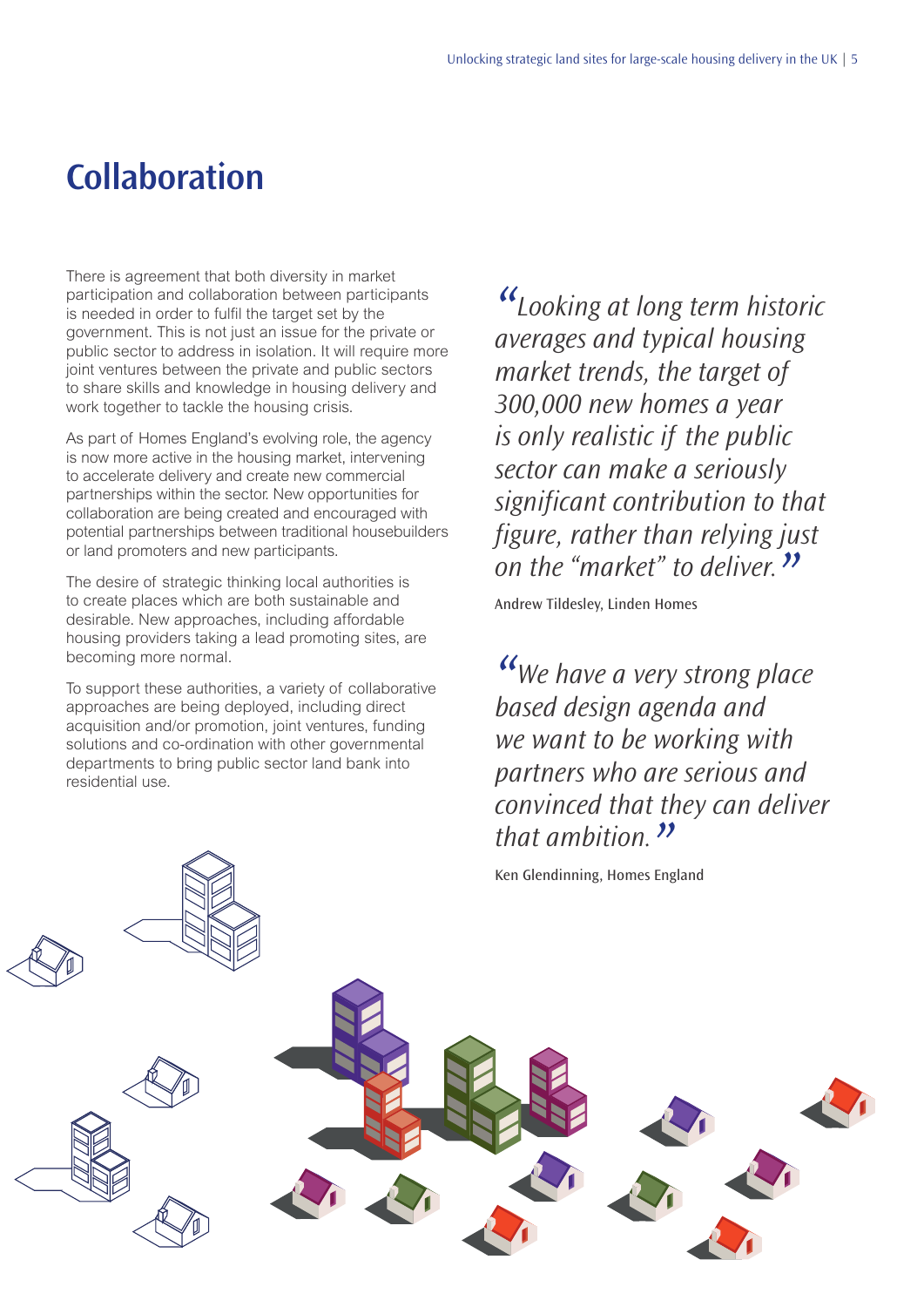# Collaboration

There is agreement that both diversity in market participation and collaboration between participants is needed in order to fulfil the target set by the government. This is not just an issue for the private or public sector to address in isolation. It will require more joint ventures between the private and public sectors to share skills and knowledge in housing delivery and work together to tackle the housing crisis.

As part of Homes England's evolving role, the agency is now more active in the housing market, intervening to accelerate delivery and create new commercial partnerships within the sector. New opportunities for collaboration are being created and encouraged with potential partnerships between traditional housebuilders or land promoters and new participants.

The desire of strategic thinking local authorities is to create places which are both sustainable and desirable. New approaches, including affordable housing providers taking a lead promoting sites, are becoming more normal.

To support these authorities, a variety of collaborative approaches are being deployed, including direct acquisition and/or promotion, joint ventures, funding solutions and co-ordination with other governmental departments to bring public sector land bank into residential use.

> *"Looking at long term historic averages and typical housing market trends, the target of 300,000 new homes a year is only realistic if the public sector can make a seriously significant contribution to that figure, rather than relying just on the "market" to deliver."*

Andrew Tildesley, Linden Homes

> *"We have a very strong place based design agenda and we want to be working with partners who are serious and convinced that they can deliver that ambition."*

Ken Glendinning, Homes England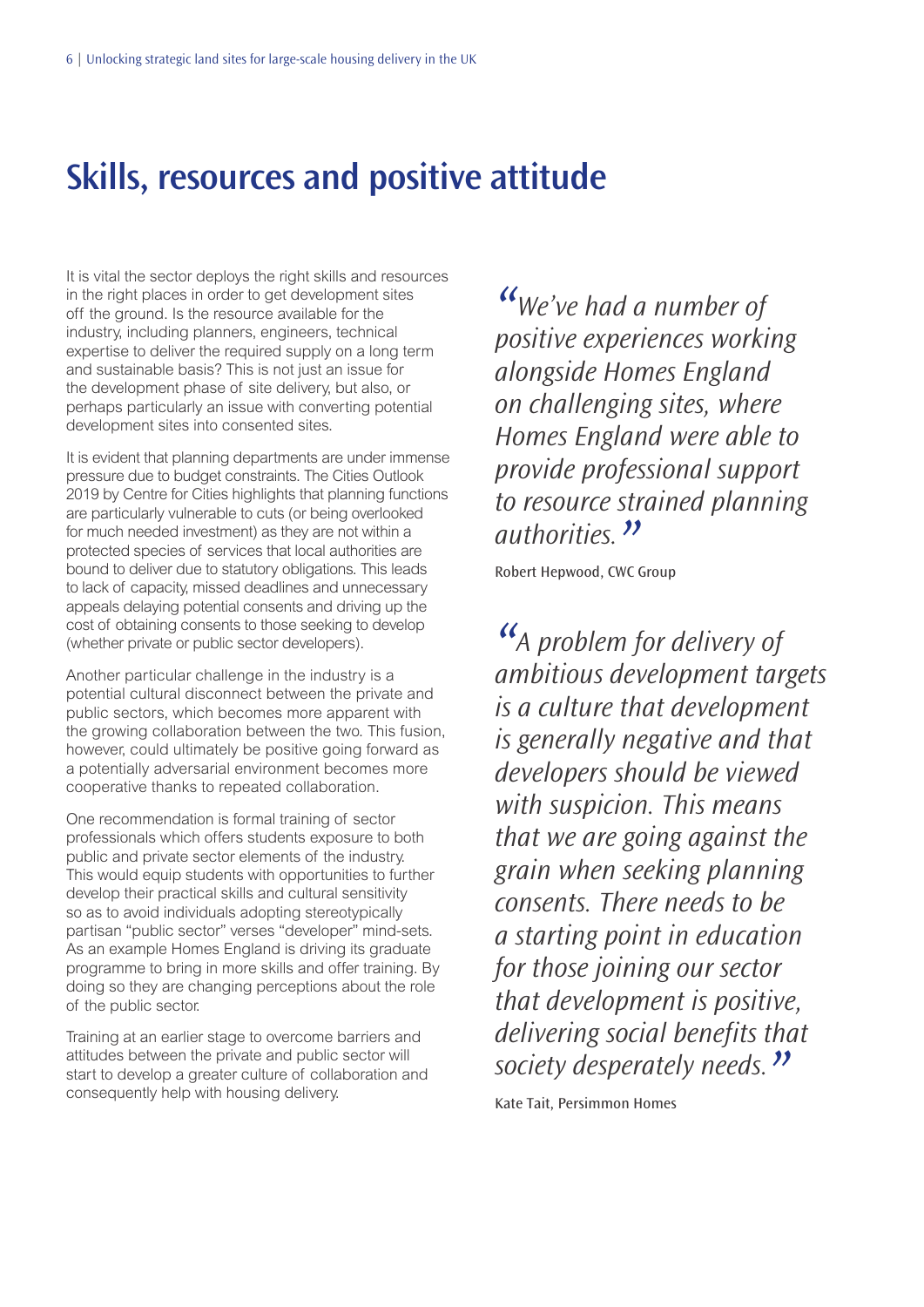# Skills, resources and positive attitude

It is vital the sector deploys the right skills and resources in the right places in order to get development sites off the ground. Is the resource available for the industry, including planners, engineers, technical expertise to deliver the required supply on a long term and sustainable basis? This is not just an issue for the development phase of site delivery, but also, or perhaps particularly an issue with converting potential development sites into consented sites.

It is evident that planning departments are under immense pressure due to budget constraints. The Cities Outlook 2019 by Centre for Cities highlights that planning functions are particularly vulnerable to cuts (or being overlooked for much needed investment) as they are not within a protected species of services that local authorities are bound to deliver due to statutory obligations. This leads to lack of capacity, missed deadlines and unnecessary appeals delaying potential consents and driving up the cost of obtaining consents to those seeking to develop (whether private or public sector developers).

Another particular challenge in the industry is a potential cultural disconnect between the private and public sectors, which becomes more apparent with the growing collaboration between the two. This fusion, however, could ultimately be positive going forward as a potentially adversarial environment becomes more cooperative thanks to repeated collaboration.

One recommendation is formal training of sector professionals which offers students exposure to both public and private sector elements of the industry. This would equip students with opportunities to further develop their practical skills and cultural sensitivity so as to avoid individuals adopting stereotypically partisan "public sector" verses "developer" mind-sets. As an example Homes England is driving its graduate programme to bring in more skills and offer training. By doing so they are changing perceptions about the role of the public sector.

Training at an earlier stage to overcome barriers and attitudes between the private and public sector will start to develop a greater culture of collaboration and consequently help with housing delivery.

> *"We've had a number of positive experiences working alongside Homes England on challenging sites, where Homes England were able to provide professional support to resource strained planning authorities."*
>
> Robert Hepwood, CWC Group

> *"A problem for delivery of ambitious development targets is a culture that development is generally negative and that developers should be viewed with suspicion. This means that we are going against the grain when seeking planning consents. There needs to be a starting point in education for those joining our sector that development is positive, delivering social benefits that society desperately needs."*
>
> Kate Tait, Persimmon Homes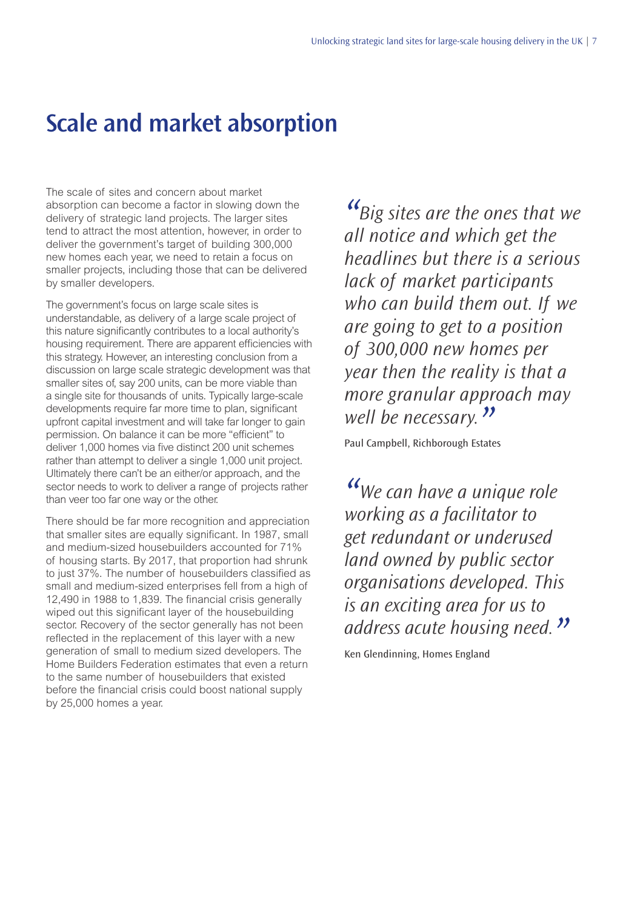# Scale and market absorption

The scale of sites and concern about market absorption can become a factor in slowing down the delivery of strategic land projects. The larger sites tend to attract the most attention, however, in order to deliver the government's target of building 300,000 new homes each year, we need to retain a focus on smaller projects, including those that can be delivered by smaller developers.

The government's focus on large scale sites is understandable, as delivery of a large scale project of this nature significantly contributes to a local authority's housing requirement. There are apparent efficiencies with this strategy. However, an interesting conclusion from a discussion on large scale strategic development was that smaller sites of, say 200 units, can be more viable than a single site for thousands of units. Typically large-scale developments require far more time to plan, significant upfront capital investment and will take far longer to gain permission. On balance it can be more "efficient" to deliver 1,000 homes via five distinct 200 unit schemes rather than attempt to deliver a single 1,000 unit project. Ultimately there can't be an either/or approach, and the sector needs to work to deliver a range of projects rather than veer too far one way or the other.

There should be far more recognition and appreciation that smaller sites are equally significant. In 1987, small and medium-sized housebuilders accounted for 71% of housing starts. By 2017, that proportion had shrunk to just 37%. The number of housebuilders classified as small and medium-sized enterprises fell from a high of 12,490 in 1988 to 1,839. The financial crisis generally wiped out this significant layer of the housebuilding sector. Recovery of the sector generally has not been reflected in the replacement of this layer with a new generation of small to medium sized developers. The Home Builders Federation estimates that even a return to the same number of housebuilders that existed before the financial crisis could boost national supply by 25,000 homes a year.

> *"Big sites are the ones that we all notice and which get the headlines but there is a serious lack of market participants who can build them out. If we are going to get to a position of 300,000 new homes per year then the reality is that a more granular approach may well be necessary."*
>
> Paul Campbell, Richborough Estates

> *"We can have a unique role working as a facilitator to get redundant or underused land owned by public sector organisations developed. This is an exciting area for us to address acute housing need."*
>
> Ken Glendinning, Homes England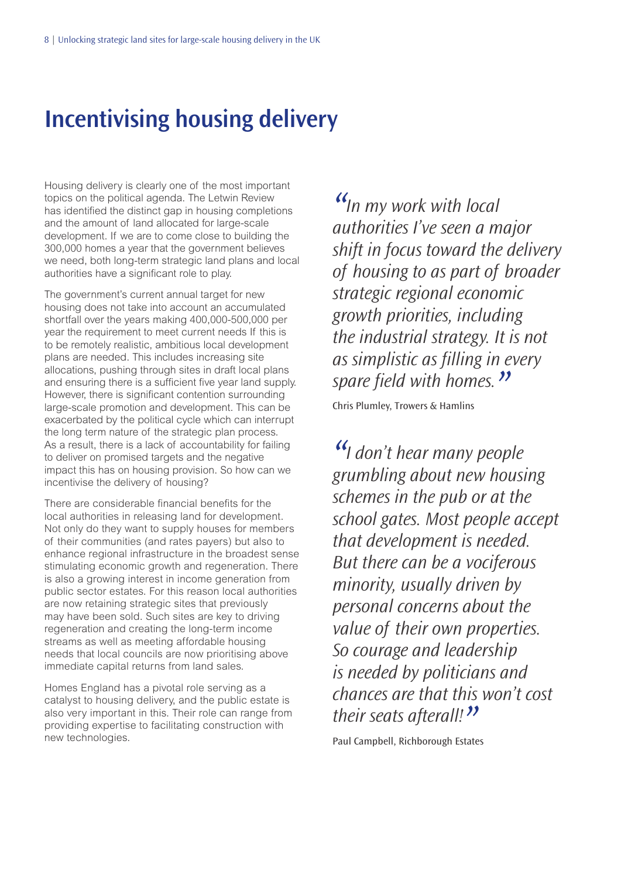# Incentivising housing delivery

Housing delivery is clearly one of the most important topics on the political agenda. The Letwin Review has identified the distinct gap in housing completions and the amount of land allocated for large-scale development. If we are to come close to building the 300,000 homes a year that the government believes we need, both long-term strategic land plans and local authorities have a significant role to play.

The government's current annual target for new housing does not take into account an accumulated shortfall over the years making 400,000-500,000 per year the requirement to meet current needs If this is to be remotely realistic, ambitious local development plans are needed. This includes increasing site allocations, pushing through sites in draft local plans and ensuring there is a sufficient five year land supply. However, there is significant contention surrounding large-scale promotion and development. This can be exacerbated by the political cycle which can interrupt the long term nature of the strategic plan process. As a result, there is a lack of accountability for failing to deliver on promised targets and the negative impact this has on housing provision. So how can we incentivise the delivery of housing?

There are considerable financial benefits for the local authorities in releasing land for development. Not only do they want to supply houses for members of their communities (and rates payers) but also to enhance regional infrastructure in the broadest sense stimulating economic growth and regeneration. There is also a growing interest in income generation from public sector estates. For this reason local authorities are now retaining strategic sites that previously may have been sold. Such sites are key to driving regeneration and creating the long-term income streams as well as meeting affordable housing needs that local councils are now prioritising above immediate capital returns from land sales.

Homes England has a pivotal role serving as a catalyst to housing delivery, and the public estate is also very important in this. Their role can range from providing expertise to facilitating construction with new technologies.

> *"In my work with local authorities I've seen a major shift in focus toward the delivery of housing to as part of broader strategic regional economic growth priorities, including the industrial strategy. It is not as simplistic as filling in every spare field with homes."*
>
> Chris Plumley, Towers & Hamlins

> *"I don't hear many people grumbling about new housing schemes in the pub or at the school gates. Most people accept that development is needed. But there can be a vociferous minority, usually driven by personal concerns about the value of their own properties. So courage and leadership is needed by politicians and chances are that this won't cost their seats afterall!"*
>
> Paul Campbell, Richborough Estates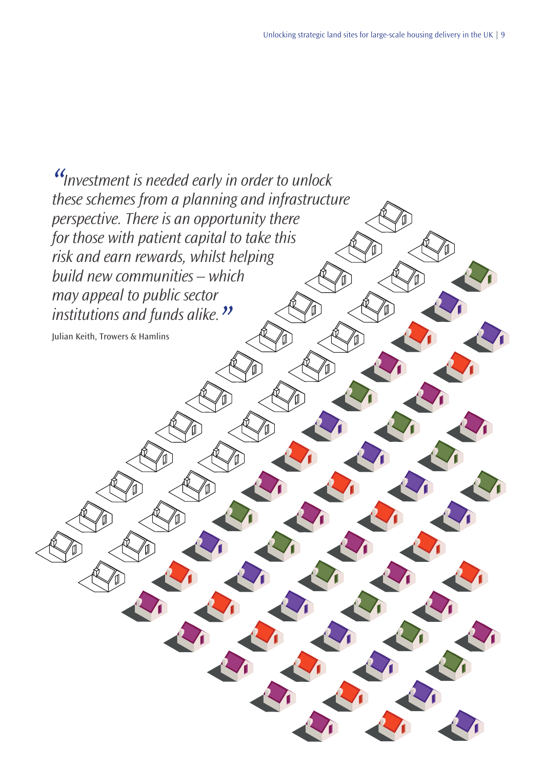*"Investment is needed early in order to unlock these schemes from a planning and infrastructure perspective. There is an opportunity there for those with patient capital to take this risk and earn rewards, whilst helping build new communities – which may appeal to public sector institutions and funds alike."*

Julian Keith, Trowers & Hamlins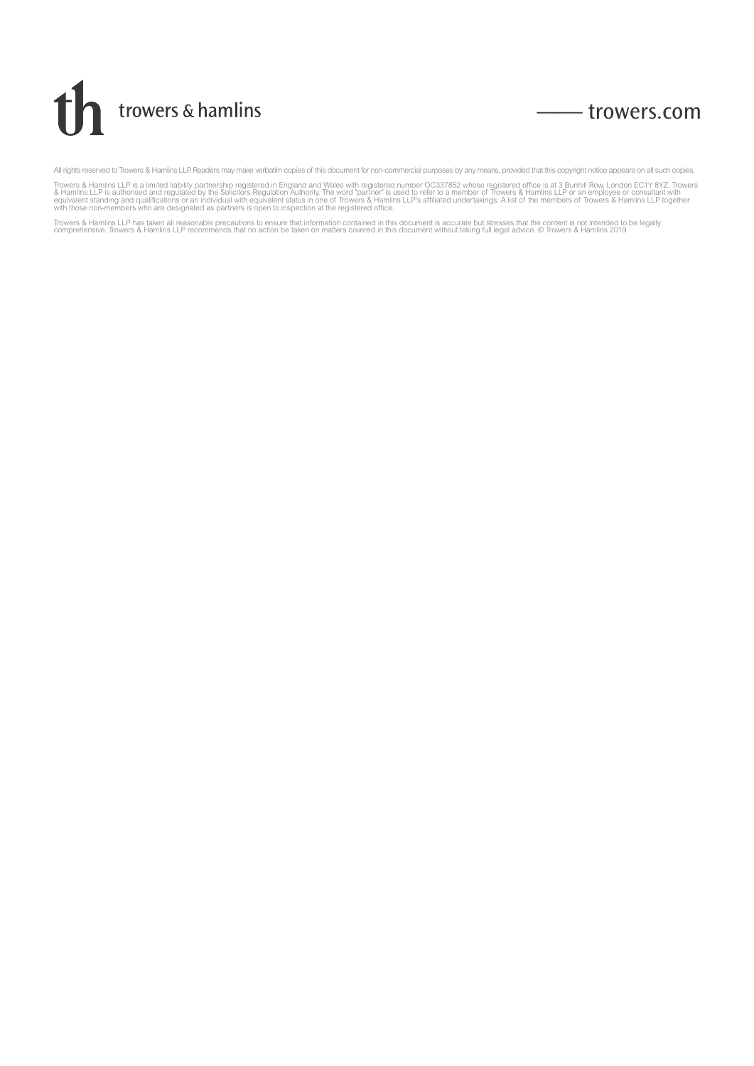trowers & hamlins

trowers.com

All rights reserved to Trowers & Hamlins LLP. Readers may make verbatim copies of this document for non-commercial purposes by any means, provided that this copyright notice appears on all such copies.

Trowers & Hamlins LLP is a limited liability partnership registered in England and Wales with registered number OC337852 whose registered office is at 3 Bunhill Row, London EC1Y 8YZ. Trowers & Hamlins LLP is authorised and regulated by the Solicitors Regulation Authority. The word "partner" is used to refer to a member of Trowers & Hamlins LLP or an employee or consultant with equivalent standing and qualifications or an individual with equivalent status in one of Trowers & Hamlins LLP's affiliated undertakings. A list of the members of Trowers & Hamlins LLP together with those non-members who are designated as partners is open to inspection at the registered office.

Trowers & Hamlins LLP has taken all reasonable precautions to ensure that information contained in this document is accurate but stresses that the content is not intended to be legally comprehensive. Trowers & Hamlins LLP recommends that no action be taken on matters covered in this document without taking full legal advice. © Trowers & Hamlins 2019